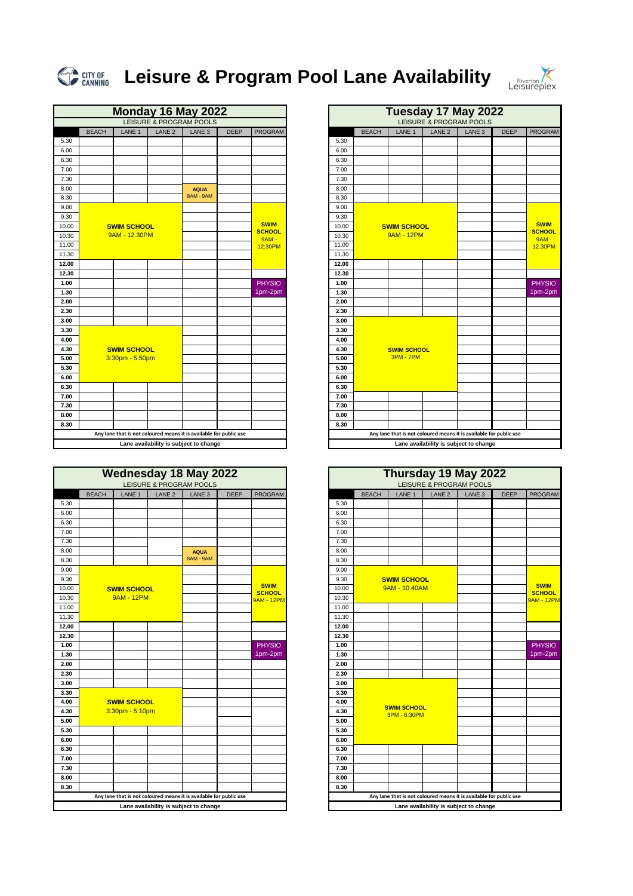# Leisure & Program Pool Lane Availability

## Monday 16 May 2022

LEISURE & PROGRAM POOLS

| | BEACH | LANE 1 | LANE 2 | LANE 3 | DEEP | PROGRAM |
|---|---|---|---|---|---|---|
| 5.30 | | | | | | |
| 6.00 | | | | | | |
| 6.30 | | | | | | |
| 7.00 | | | | | | |
| 7.30 | | | | | | |
| 8.00 | | | | AQUA 8AM - 9AM | | |
| 8.30 | | | | | | |
| 9.00 | SWIM SCHOOL 9AM - 12.30PM | | | | | |
| 9.30 | | | | | | SWIM SCHOOL 9AM - 12:30PM |
| 10.00 | | | | | | |
| 10.30 | | | | | | |
| 11.00 | | | | | | |
| 11.30 | | | | | | |
| 12.00 | | | | | | |
| 12.30 | | | | | | |
| 1.00 | | | | | | PHYSIO 1pm-2pm |
| 1.30 | | | | | | |
| 2.00 | | | | | | |
| 2.30 | | | | | | |
| 3.00 | | | | | | |
| 3.30 | SWIM SCHOOL 3:30pm - 5:50pm | | | | | |
| 4.00 | | | | | | |
| 4.30 | | | | | | |
| 5.00 | | | | | | |
| 5.30 | | | | | | |
| 6.00 | | | | | | |
| 6.30 | | | | | | |
| 7.00 | | | | | | |
| 7.30 | | | | | | |
| 8.00 | | | | | | |
| 8.30 | | | | | | |

**Any lane that is not coloured means it is available for public use**

**Lane availability is subject to change**

## Tuesday 17 May 2022

LEISURE & PROGRAM POOLS

| | BEACH | LANE 1 | LANE 2 | LANE 3 | DEEP | PROGRAM |
|---|---|---|---|---|---|---|
| 5.30 | | | | | | |
| 6.00 | | | | | | |
| 6.30 | | | | | | |
| 7.00 | | | | | | |
| 7.30 | | | | | | |
| 8.00 | | | | | | |
| 8.30 | | | | | | |
| 9.00 | SWIM SCHOOL 9AM - 12PM | | | | | |
| 9.30 | | | | | | SWIM SCHOOL 9AM - 12.30PM |
| 10.00 | | | | | | |
| 10.30 | | | | | | |
| 11.00 | | | | | | |
| 11.30 | | | | | | |
| 12.00 | | | | | | |
| 12.30 | | | | | | |
| 1.00 | | | | | | PHYSIO 1pm-2pm |
| 1.30 | | | | | | |
| 2.00 | | | | | | |
| 2.30 | | | | | | |
| 3.00 | SWIM SCHOOL 3PM - 7PM | | | | | |
| 3.30 | | | | | | |
| 4.00 | | | | | | |
| 4.30 | | | | | | |
| 5.00 | | | | | | |
| 5.30 | | | | | | |
| 6.00 | | | | | | |
| 6.30 | | | | | | |
| 7.00 | | | | | | |
| 7.30 | | | | | | |
| 8.00 | | | | | | |
| 8.30 | | | | | | |

**Any lane that is not coloured means it is available for public use**

**Lane availability is subject to change**

## Wednesday 18 May 2022

LEISURE & PROGRAM POOLS

| | BEACH | LANE 1 | LANE 2 | LANE 3 | DEEP | PROGRAM |
|---|---|---|---|---|---|---|
| 5.30 | | | | | | |
| 6.00 | | | | | | |
| 6.30 | | | | | | |
| 7.00 | | | | | | |
| 7.30 | | | | | | |
| 8.00 | | | | AQUA 8AM - 9AM | | |
| 8.30 | | | | | | |
| 9.00 | SWIM SCHOOL 9AM - 12PM | | | | | |
| 9.30 | | | | | | SWIM SCHOOL 9AM - 12PM |
| 10.00 | | | | | | |
| 10.30 | | | | | | |
| 11.00 | | | | | | |
| 11.30 | | | | | | |
| 12.00 | | | | | | |
| 12.30 | | | | | | |
| 1.00 | | | | | | PHYSIO 1pm-2pm |
| 1.30 | | | | | | |
| 2.00 | | | | | | |
| 2.30 | | | | | | |
| 3.00 | | | | | | |
| 3.30 | SWIM SCHOOL 3:30pm - 5:10pm | | | | | |
| 4.00 | | | | | | |
| 4.30 | | | | | | |
| 5.00 | | | | | | |
| 5.30 | | | | | | |
| 6.00 | | | | | | |
| 6.30 | | | | | | |
| 7.00 | | | | | | |
| 7.30 | | | | | | |
| 8.00 | | | | | | |
| 8.30 | | | | | | |

**Any lane that is not coloured means it is available for public use**

**Lane availability is subject to change**

## Thursday 19 May 2022

LEISURE & PROGRAM POOLS

| | BEACH | LANE 1 | LANE 2 | LANE 3 | DEEP | PROGRAM |
|---|---|---|---|---|---|---|
| 5.30 | | | | | | |
| 6.00 | | | | | | |
| 6.30 | | | | | | |
| 7.00 | | | | | | |
| 7.30 | | | | | | |
| 8.00 | | | | | | |
| 8.30 | | | | | | |
| 9.00 | SWIM SCHOOL 9AM - 10.40AM | | | | | |
| 9.30 | | | | | | SWIM SCHOOL 9AM - 12PM |
| 10.00 | | | | | | |
| 10.30 | | | | | | |
| 11.00 | | | | | | |
| 11.30 | | | | | | |
| 12.00 | | | | | | |
| 12.30 | | | | | | |
| 1.00 | | | | | | PHYSIO 1pm-2pm |
| 1.30 | | | | | | |
| 2.00 | | | | | | |
| 2.30 | | | | | | |
| 3.00 | SWIM SCHOOL 3PM - 6:30PM | | | | | |
| 3.30 | | | | | | |
| 4.00 | | | | | | |
| 4.30 | | | | | | |
| 5.00 | | | | | | |
| 5.30 | | | | | | |
| 6.00 | | | | | | |
| 6.30 | | | | | | |
| 7.00 | | | | | | |
| 7.30 | | | | | | |
| 8.00 | | | | | | |
| 8.30 | | | | | | |

**Any lane that is not coloured means it is available for public use**

**Lane availability is subject to change**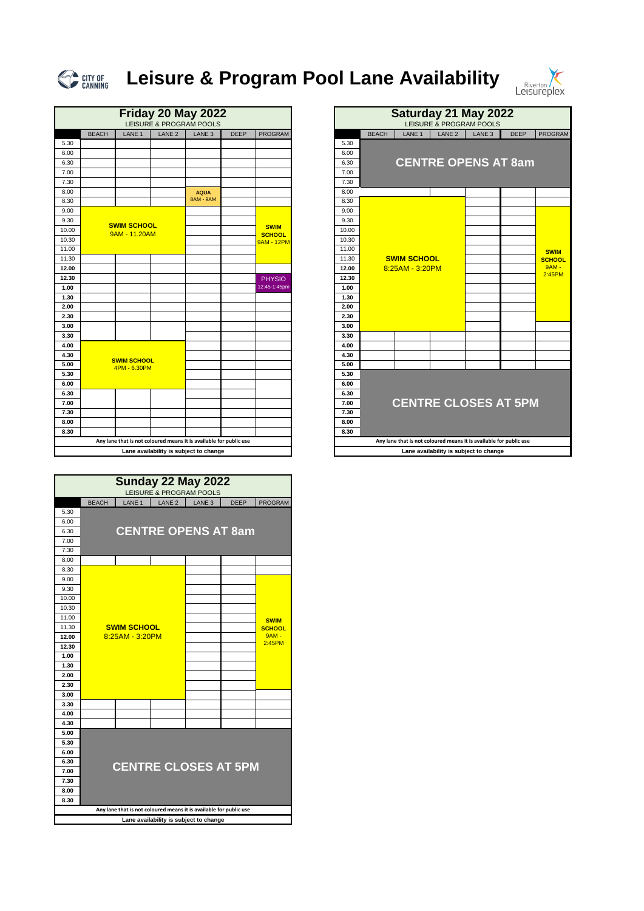# Leisure & Program Pool Lane Availability

## Friday 20 May 2022

LEISURE & PROGRAM POOLS

| | BEACH | LANE 1 | LANE 2 | LANE 3 | DEEP | PROGRAM |
|---|---|---|---|---|---|---|
| 5.30 | | | | | | |
| 6.00 | | | | | | |
| 6.30 | | | | | | |
| 7.00 | | | | | | |
| 7.30 | | | | | | |
| 8.00 | | | | AQUA 8AM - 9AM | | |
| 8.30 | | | | | | |
| 9.00 | SWIM SCHOOL 9AM - 11.20AM | | | | | |
| 9.30 | | | | | | SWIM SCHOOL 9AM - 12PM |
| 10.00 | | | | | | |
| 10.30 | | | | | | |
| 11.00 | | | | | | |
| 11.30 | | | | | | |
| 12.00 | | | | | | |
| 12.30 | | | | | | PHYSIO 12:45-1:45pm |
| 1.00 | | | | | | |
| 1.30 | | | | | | |
| 2.00 | | | | | | |
| 2.30 | | | | | | |
| 3.00 | | | | | | |
| 3.30 | | | | | | |
| 4.00 | SWIM SCHOOL 4PM - 6.30PM | | | | | |
| 4.30 | | | | | | |
| 5.00 | | | | | | |
| 5.30 | | | | | | |
| 6.00 | | | | | | |
| 6.30 | | | | | | |
| 7.00 | | | | | | |
| 7.30 | | | | | | |
| 8.00 | | | | | | |
| 8.30 | | | | | | |

Any lane that is not coloured means it is available for public use

Lane availability is subject to change

## Saturday 21 May 2022

LEISURE & PROGRAM POOLS

| | BEACH | LANE 1 | LANE 2 | LANE 3 | DEEP | PROGRAM |
|---|---|---|---|---|---|---|
| 5.30 | CENTRE OPENS AT 8am | | | | | |
| 6.00 | | | | | | |
| 6.30 | | | | | | |
| 7.00 | | | | | | |
| 7.30 | | | | | | |
| 8.00 | | | | | | |
| 8.30 | SWIM SCHOOL 8:25AM - 3:20PM | | | | | |
| 9.00 | | | | | | SWIM SCHOOL 9AM - 2:45PM |
| 9.30 | | | | | | |
| 10.00 | | | | | | |
| 10.30 | | | | | | |
| 11.00 | | | | | | |
| 11.30 | | | | | | |
| 12.00 | | | | | | |
| 12.30 | | | | | | |
| 1.00 | | | | | | |
| 1.30 | | | | | | |
| 2.00 | | | | | | |
| 2.30 | | | | | | |
| 3.00 | | | | | | |
| 3.30 | | | | | | |
| 4.00 | | | | | | |
| 4.30 | | | | | | |
| 5.00 | | | | | | |
| 5.30 | CENTRE CLOSES AT 5PM | | | | | |
| 6.00 | | | | | | |
| 6.30 | | | | | | |
| 7.00 | | | | | | |
| 7.30 | | | | | | |
| 8.00 | | | | | | |
| 8.30 | | | | | | |

Any lane that is not coloured means it is available for public use

Lane availability is subject to change

## Sunday 22 May 2022

LEISURE & PROGRAM POOLS

| | BEACH | LANE 1 | LANE 2 | LANE 3 | DEEP | PROGRAM |
|---|---|---|---|---|---|---|
| 5.30 | CENTRE OPENS AT 8am | | | | | |
| 6.00 | | | | | | |
| 6.30 | | | | | | |
| 7.00 | | | | | | |
| 7.30 | | | | | | |
| 8.00 | | | | | | |
| 8.30 | SWIM SCHOOL 8:25AM - 3:20PM | | | | | |
| 9.00 | | | | | | SWIM SCHOOL 9AM - 2:45PM |
| 9.30 | | | | | | |
| 10.00 | | | | | | |
| 10.30 | | | | | | |
| 11.00 | | | | | | |
| 11.30 | | | | | | |
| 12.00 | | | | | | |
| 12.30 | | | | | | |
| 1.00 | | | | | | |
| 1.30 | | | | | | |
| 2.00 | | | | | | |
| 2.30 | | | | | | |
| 3.00 | | | | | | |
| 3.30 | | | | | | |
| 4.00 | | | | | | |
| 4.30 | | | | | | |
| 5.00 | CENTRE CLOSES AT 5PM | | | | | |
| 5.30 | | | | | | |
| 6.00 | | | | | | |
| 6.30 | | | | | | |
| 7.00 | | | | | | |
| 7.30 | | | | | | |
| 8.00 | | | | | | |
| 8.30 | | | | | | |

Any lane that is not coloured means it is available for public use

Lane availability is subject to change